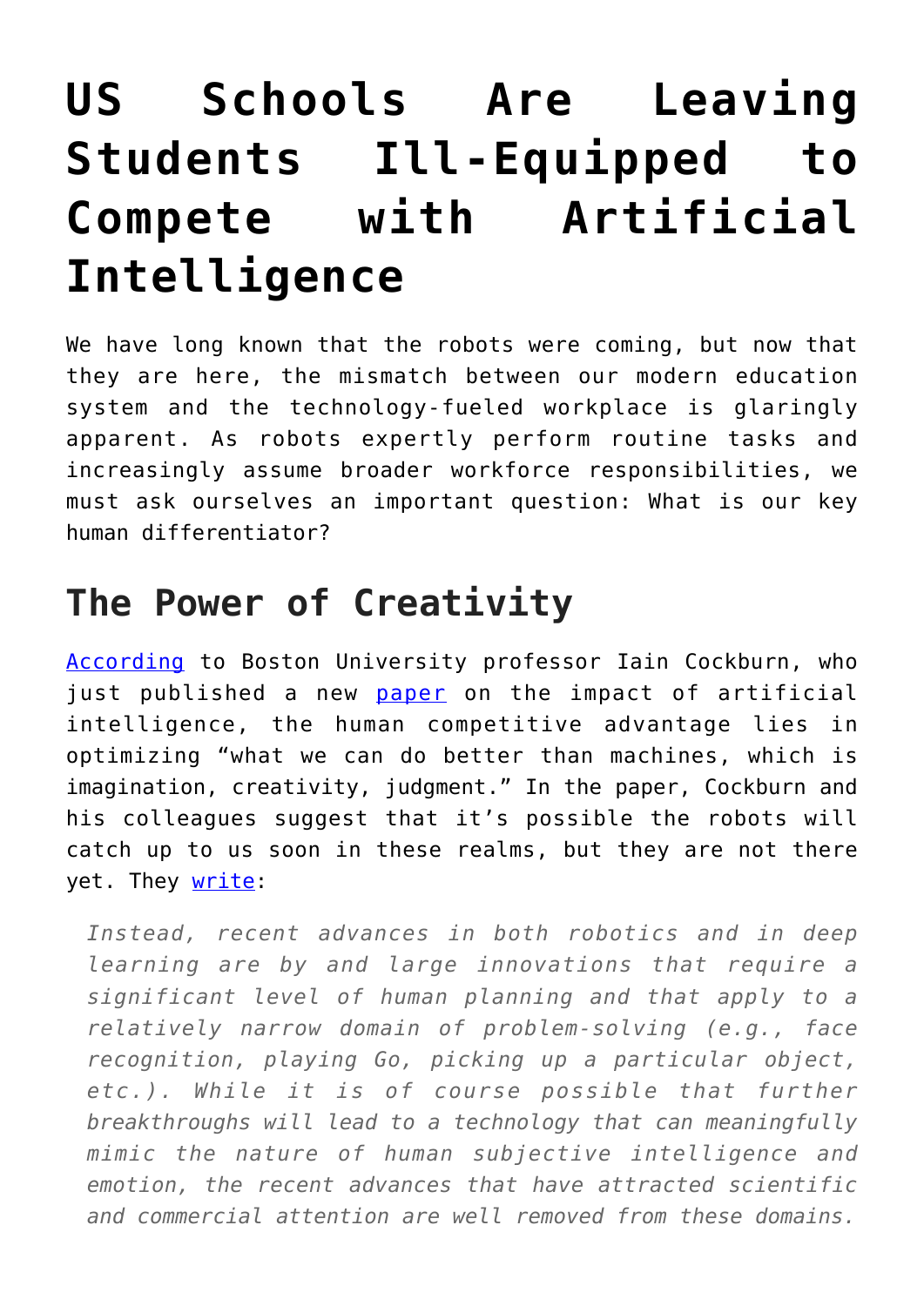# US Schools Are Leaving Students Ill-Equipped to Compete with Artificial Intelligence

We have long known that the robots were coming, but now that they are here, the mismatch between our modern education system and the technology-fueled workplace is glaringly apparent. As robots expertly perform routine tasks and increasingly assume broader workforce responsibilities, we must ask ourselves an important question: What is our key human differentiator?

## The Power of Creativity

According to Boston University professor Iain Cockburn, who just published a new paper on the impact of artificial intelligence, the human competitive advantage lies in optimizing "what we can do better than machines, which is imagination, creativity, judgment." In the paper, Cockburn and his colleagues suggest that it's possible the robots will catch up to us soon in these realms, but they are not there yet. They write:

> *Instead, recent advances in both robotics and in deep learning are by and large innovations that require a significant level of human planning and that apply to a relatively narrow domain of problem-solving (e.g., face recognition, playing Go, picking up a particular object, etc.). While it is of course possible that further breakthroughs will lead to a technology that can meaningfully mimic the nature of human subjective intelligence and emotion, the recent advances that have attracted scientific and commercial attention are well removed from these domains.*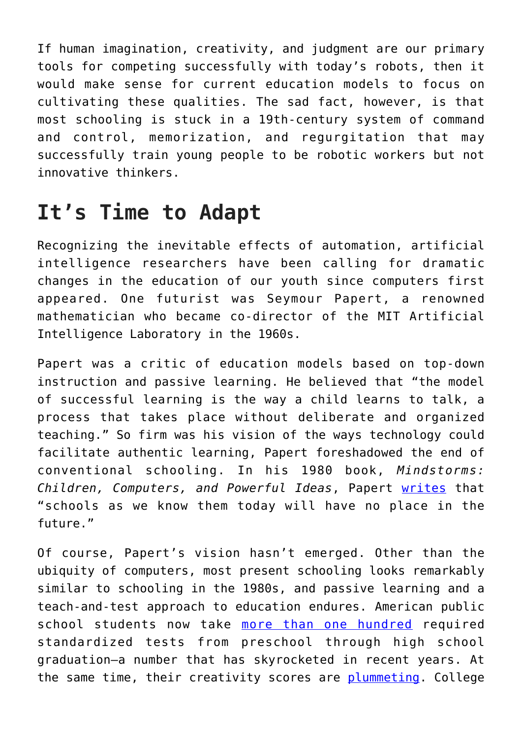If human imagination, creativity, and judgment are our primary tools for competing successfully with today's robots, then it would make sense for current education models to focus on cultivating these qualities. The sad fact, however, is that most schooling is stuck in a 19th-century system of command and control, memorization, and regurgitation that may successfully train young people to be robotic workers but not innovative thinkers.

## It's Time to Adapt

Recognizing the inevitable effects of automation, artificial intelligence researchers have been calling for dramatic changes in the education of our youth since computers first appeared. One futurist was Seymour Papert, a renowned mathematician who became co-director of the MIT Artificial Intelligence Laboratory in the 1960s.

Papert was a critic of education models based on top-down instruction and passive learning. He believed that "the model of successful learning is the way a child learns to talk, a process that takes place without deliberate and organized teaching." So firm was his vision of the ways technology could facilitate authentic learning, Papert foreshadowed the end of conventional schooling. In his 1980 book, *Mindstorms: Children, Computers, and Powerful Ideas*, Papert writes that "schools as we know them today will have no place in the future."

Of course, Papert's vision hasn't emerged. Other than the ubiquity of computers, most present schooling looks remarkably similar to schooling in the 1980s, and passive learning and a teach-and-test approach to education endures. American public school students now take more than one hundred required standardized tests from preschool through high school graduation—a number that has skyrocketed in recent years. At the same time, their creativity scores are plummeting. College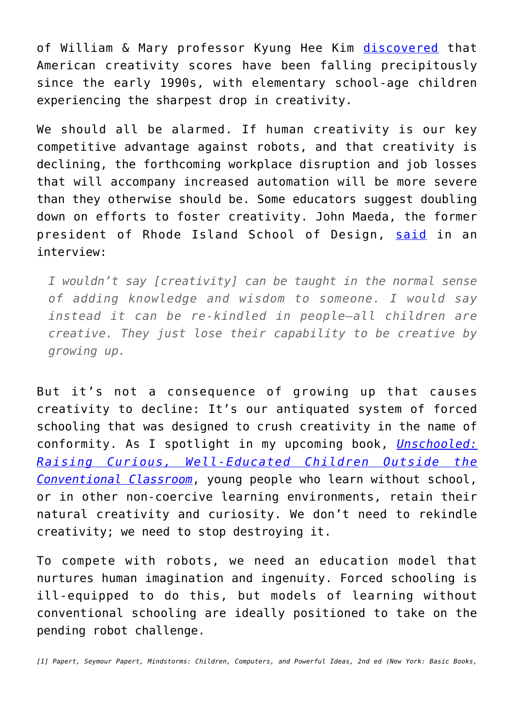of William & Mary professor Kyung Hee Kim discovered that American creativity scores have been falling precipitously since the early 1990s, with elementary school-age children experiencing the sharpest drop in creativity.

We should all be alarmed. If human creativity is our key competitive advantage against robots, and that creativity is declining, the forthcoming workplace disruption and job losses that will accompany increased automation will be more severe than they otherwise should be. Some educators suggest doubling down on efforts to foster creativity. John Maeda, the former president of Rhode Island School of Design, said in an interview:

> *I wouldn't say [creativity] can be taught in the normal sense of adding knowledge and wisdom to someone. I would say instead it can be re-kindled in people—all children are creative. They just lose their capability to be creative by growing up.*

But it's not a consequence of growing up that causes creativity to decline: It's our antiquated system of forced schooling that was designed to crush creativity in the name of conformity. As I spotlight in my upcoming book, *Unschooled: Raising Curious, Well-Educated Children Outside the Conventional Classroom*, young people who learn without school, or in other non-coercive learning environments, retain their natural creativity and curiosity. We don't need to rekindle creativity; we need to stop destroying it.

To compete with robots, we need an education model that nurtures human imagination and ingenuity. Forced schooling is ill-equipped to do this, but models of learning without conventional schooling are ideally positioned to take on the pending robot challenge.

*[1] Papert, Seymour Papert, Mindstorms: Children, Computers, and Powerful Ideas, 2nd ed (New York: Basic Books,*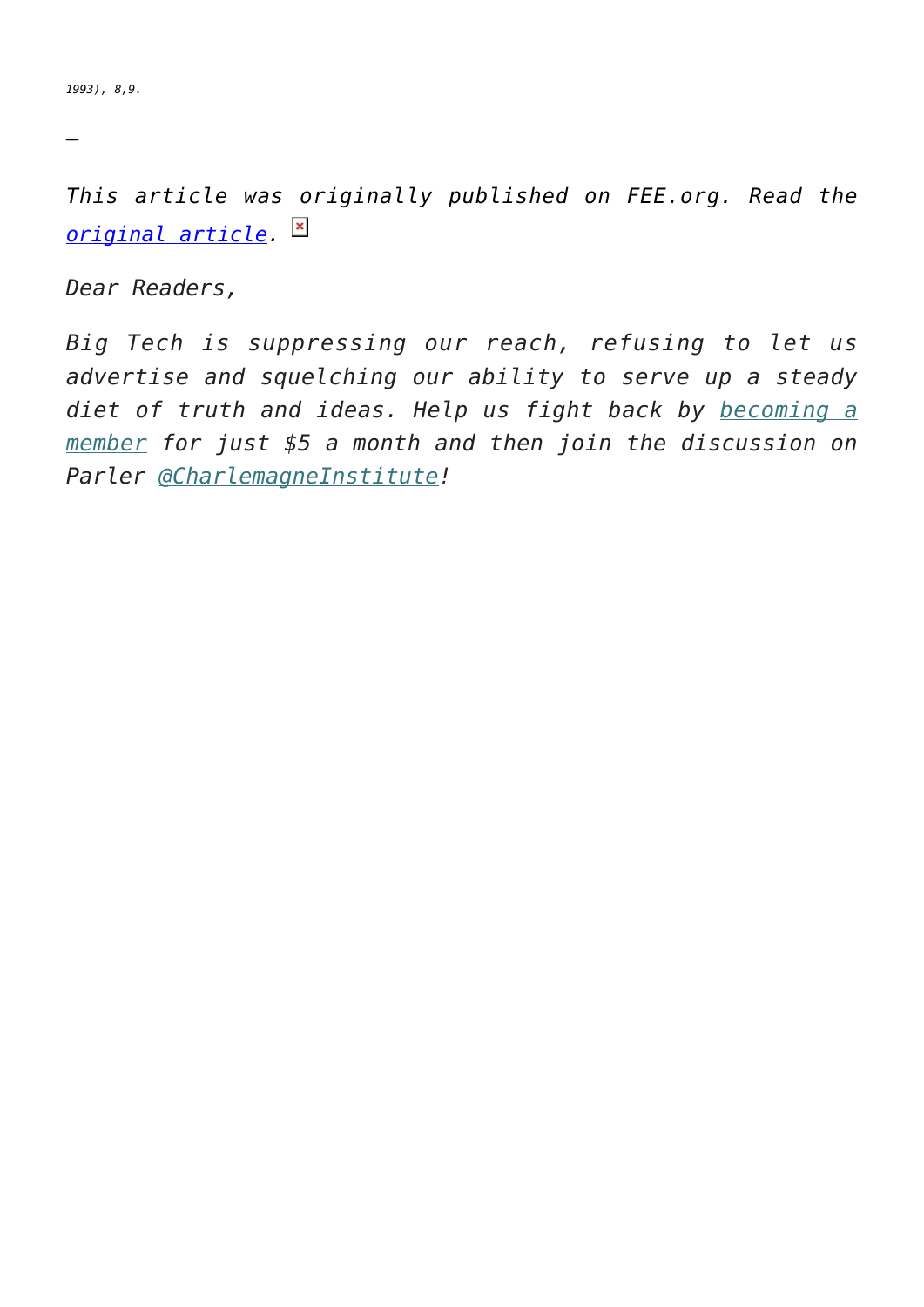*1993), 8,9.*

—

*This article was originally published on FEE.org. Read the [original article](original article).*

*Dear Readers,*

*Big Tech is suppressing our reach, refusing to let us advertise and squelching our ability to serve up a steady diet of truth and ideas. Help us fight back by [becoming a member](becoming a member) for just $5 a month and then join the discussion on Parler [@CharlemagneInstitute](@CharlemagneInstitute)!*